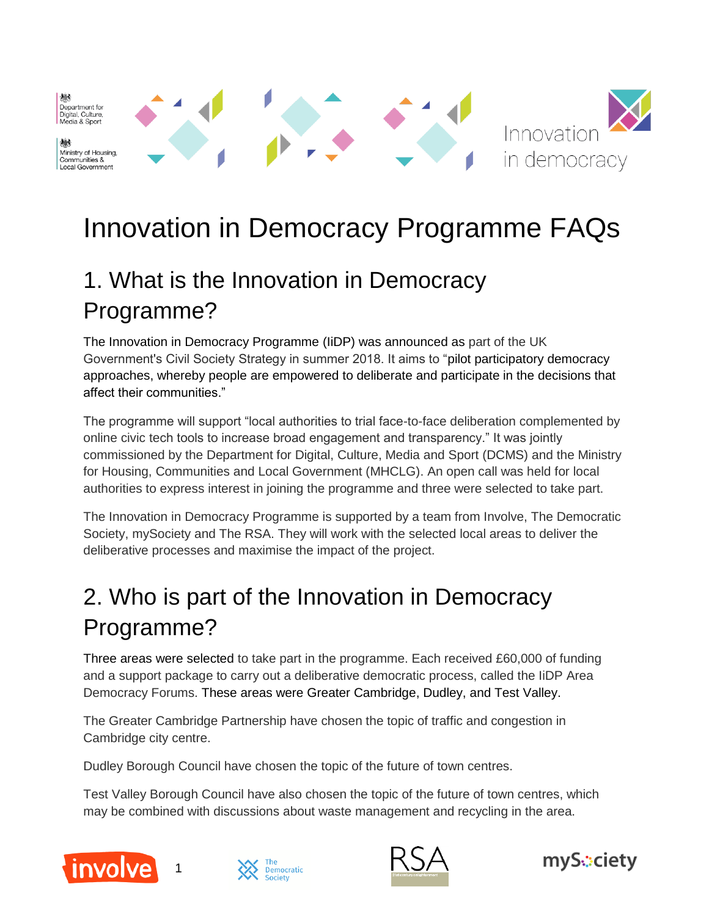# Innovation in Democracy Programme FAQs

## 1. What is the Innovation in Democracy Programme?

The Innovation in Democracy Programme (IiDP) was announced as part of the UK Government's Civil Society Strategy in summer 2018. It aims to "pilot participatory democracy approaches, whereby people are empowered to deliberate and participate in the decisions that affect their communities."

The programme will support "local authorities to trial face-to-face deliberation complemented by online civic tech tools to increase broad engagement and transparency." It was jointly commissioned by the Department for Digital, Culture, Media and Sport (DCMS) and the Ministry for Housing, Communities and Local Government (MHCLG). An open call was held for local authorities to express interest in joining the programme and three were selected to take part.

The Innovation in Democracy Programme is supported by a team from Involve, The Democratic Society, mySociety and The RSA. They will work with the selected local areas to deliver the deliberative processes and maximise the impact of the project.

## 2. Who is part of the Innovation in Democracy Programme?

Three areas were selected to take part in the programme. Each received £60,000 of funding and a support package to carry out a deliberative democratic process, called the IiDP Area Democracy Forums. These areas were Greater Cambridge, Dudley, and Test Valley.

The Greater Cambridge Partnership have chosen the topic of traffic and congestion in Cambridge city centre.

Dudley Borough Council have chosen the topic of the future of town centres.

Test Valley Borough Council have also chosen the topic of the future of town centres, which may be combined with discussions about waste management and recycling in the area.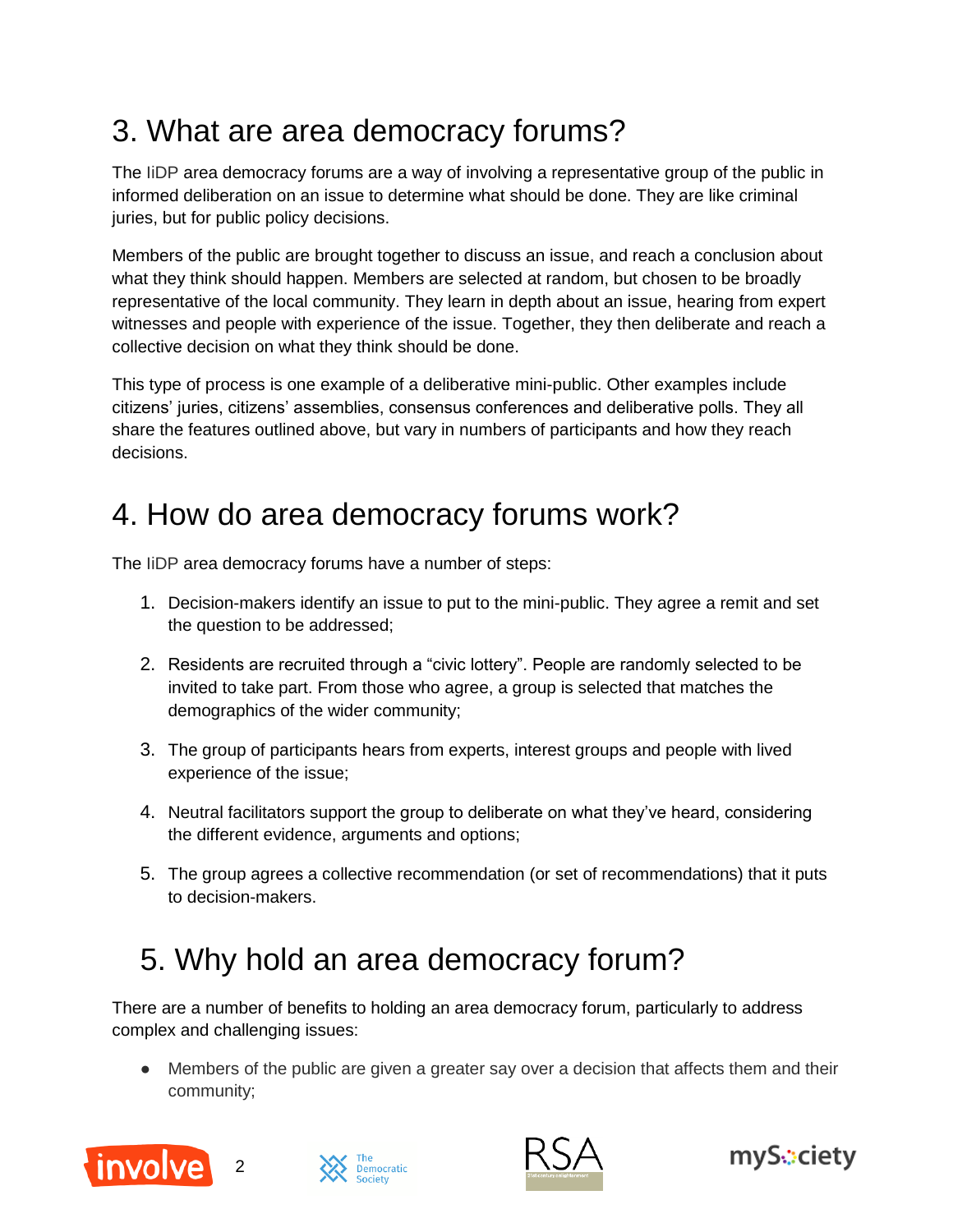## 3. What are area democracy forums?

The IiDP area democracy forums are a way of involving a representative group of the public in informed deliberation on an issue to determine what should be done. They are like criminal juries, but for public policy decisions.

Members of the public are brought together to discuss an issue, and reach a conclusion about what they think should happen. Members are selected at random, but chosen to be broadly representative of the local community. They learn in depth about an issue, hearing from expert witnesses and people with experience of the issue. Together, they then deliberate and reach a collective decision on what they think should be done.

This type of process is one example of a deliberative mini-public. Other examples include citizens' juries, citizens' assemblies, consensus conferences and deliberative polls. They all share the features outlined above, but vary in numbers of participants and how they reach decisions.

## 4. How do area democracy forums work?

The IiDP area democracy forums have a number of steps:

1. Decision-makers identify an issue to put to the mini-public. They agree a remit and set the question to be addressed;
2. Residents are recruited through a "civic lottery". People are randomly selected to be invited to take part. From those who agree, a group is selected that matches the demographics of the wider community;
3. The group of participants hears from experts, interest groups and people with lived experience of the issue;
4. Neutral facilitators support the group to deliberate on what they've heard, considering the different evidence, arguments and options;
5. The group agrees a collective recommendation (or set of recommendations) that it puts to decision-makers.

## 5. Why hold an area democracy forum?

There are a number of benefits to holding an area democracy forum, particularly to address complex and challenging issues:

- Members of the public are given a greater say over a decision that affects them and their community;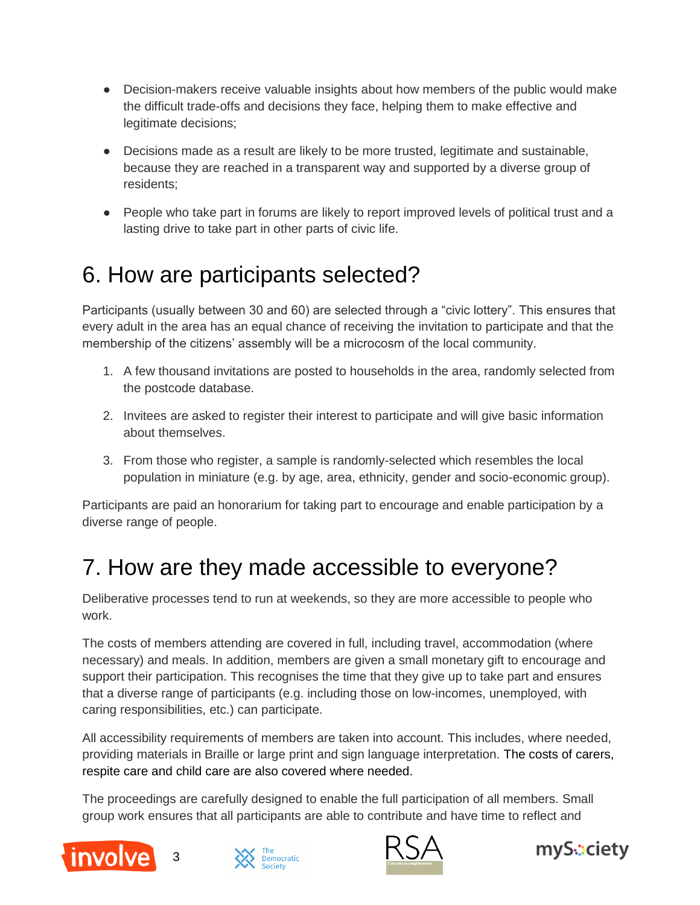- Decision-makers receive valuable insights about how members of the public would make the difficult trade-offs and decisions they face, helping them to make effective and legitimate decisions;
- Decisions made as a result are likely to be more trusted, legitimate and sustainable, because they are reached in a transparent way and supported by a diverse group of residents;
- People who take part in forums are likely to report improved levels of political trust and a lasting drive to take part in other parts of civic life.

# 6. How are participants selected?

Participants (usually between 30 and 60) are selected through a "civic lottery". This ensures that every adult in the area has an equal chance of receiving the invitation to participate and that the membership of the citizens' assembly will be a microcosm of the local community.

1. A few thousand invitations are posted to households in the area, randomly selected from the postcode database.
2. Invitees are asked to register their interest to participate and will give basic information about themselves.
3. From those who register, a sample is randomly-selected which resembles the local population in miniature (e.g. by age, area, ethnicity, gender and socio-economic group).

Participants are paid an honorarium for taking part to encourage and enable participation by a diverse range of people.

# 7. How are they made accessible to everyone?

Deliberative processes tend to run at weekends, so they are more accessible to people who work.

The costs of members attending are covered in full, including travel, accommodation (where necessary) and meals. In addition, members are given a small monetary gift to encourage and support their participation. This recognises the time that they give up to take part and ensures that a diverse range of participants (e.g. including those on low-incomes, unemployed, with caring responsibilities, etc.) can participate.

All accessibility requirements of members are taken into account. This includes, where needed, providing materials in Braille or large print and sign language interpretation. The costs of carers, respite care and child care are also covered where needed.

The proceedings are carefully designed to enable the full participation of all members. Small group work ensures that all participants are able to contribute and have time to reflect and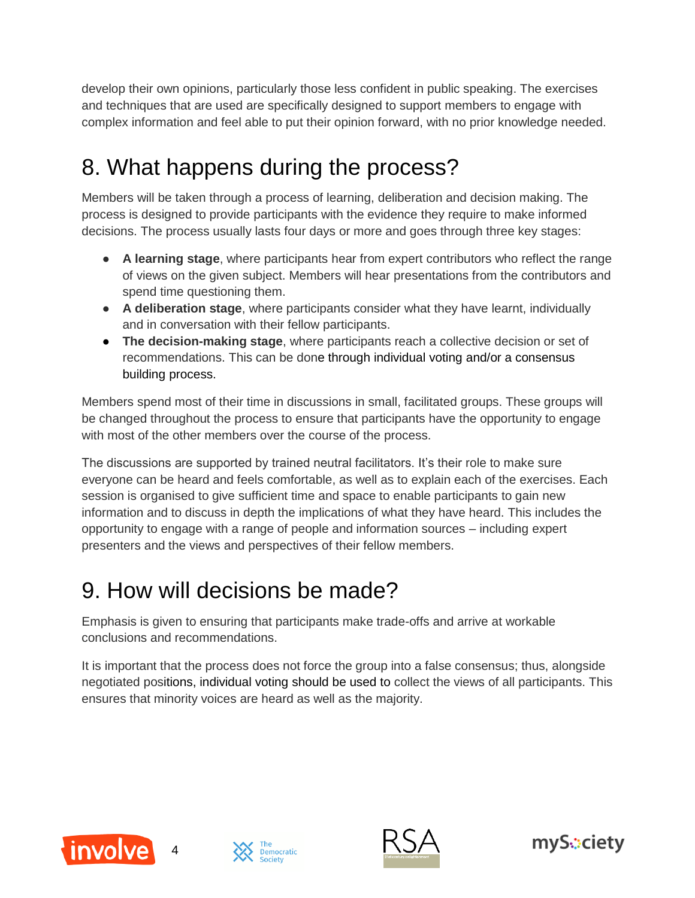develop their own opinions, particularly those less confident in public speaking. The exercises and techniques that are used are specifically designed to support members to engage with complex information and feel able to put their opinion forward, with no prior knowledge needed.

# 8. What happens during the process?

Members will be taken through a process of learning, deliberation and decision making. The process is designed to provide participants with the evidence they require to make informed decisions. The process usually lasts four days or more and goes through three key stages:

- **A learning stage**, where participants hear from expert contributors who reflect the range of views on the given subject. Members will hear presentations from the contributors and spend time questioning them.
- **A deliberation stage**, where participants consider what they have learnt, individually and in conversation with their fellow participants.
- **The decision-making stage**, where participants reach a collective decision or set of recommendations. This can be done through individual voting and/or a consensus building process.

Members spend most of their time in discussions in small, facilitated groups. These groups will be changed throughout the process to ensure that participants have the opportunity to engage with most of the other members over the course of the process.

The discussions are supported by trained neutral facilitators. It's their role to make sure everyone can be heard and feels comfortable, as well as to explain each of the exercises. Each session is organised to give sufficient time and space to enable participants to gain new information and to discuss in depth the implications of what they have heard. This includes the opportunity to engage with a range of people and information sources – including expert presenters and the views and perspectives of their fellow members.

# 9. How will decisions be made?

Emphasis is given to ensuring that participants make trade-offs and arrive at workable conclusions and recommendations.

It is important that the process does not force the group into a false consensus; thus, alongside negotiated positions, individual voting should be used to collect the views of all participants. This ensures that minority voices are heard as well as the majority.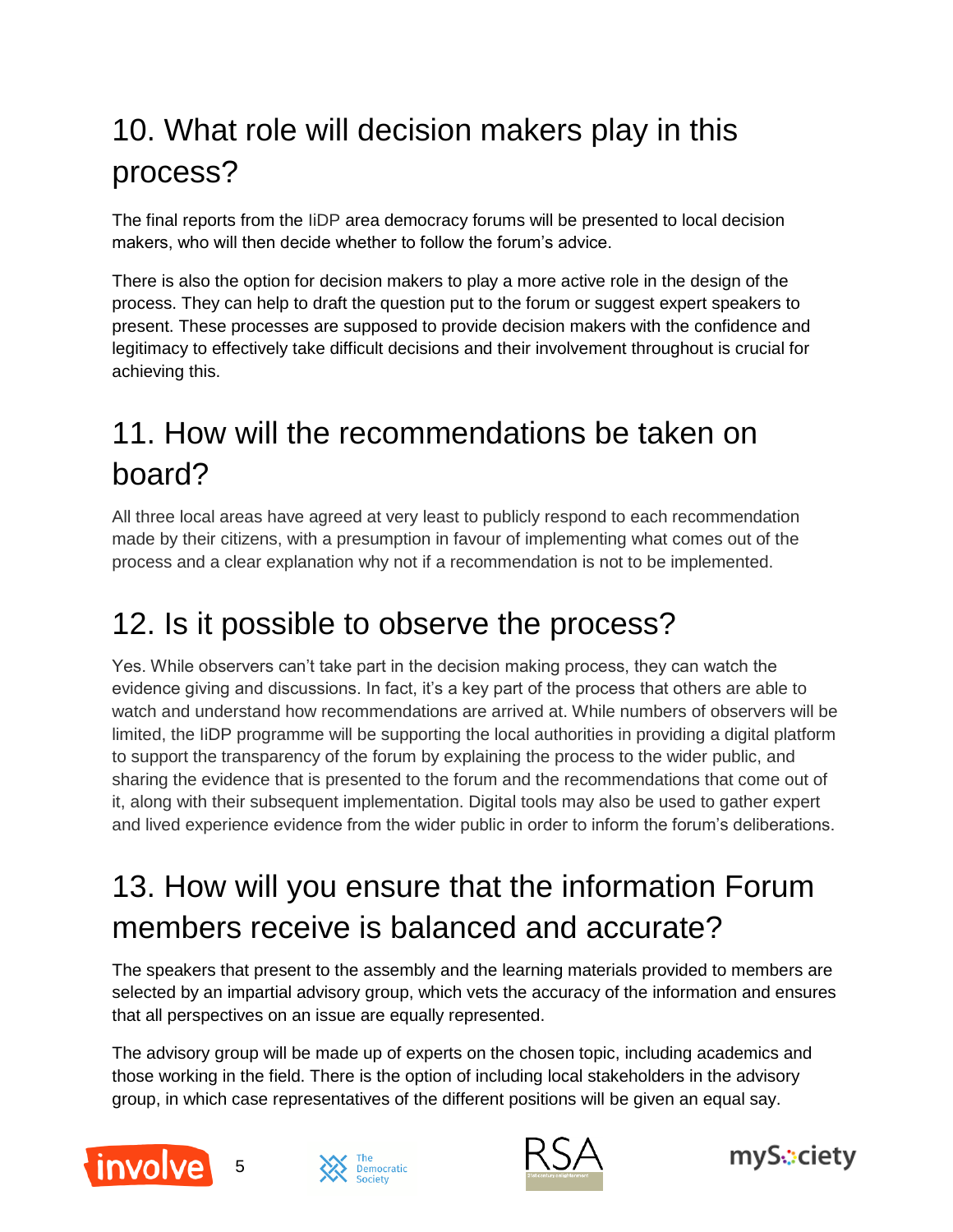## 10. What role will decision makers play in this process?

The final reports from the IiDP area democracy forums will be presented to local decision makers, who will then decide whether to follow the forum's advice.

There is also the option for decision makers to play a more active role in the design of the process. They can help to draft the question put to the forum or suggest expert speakers to present. These processes are supposed to provide decision makers with the confidence and legitimacy to effectively take difficult decisions and their involvement throughout is crucial for achieving this.

## 11. How will the recommendations be taken on board?

All three local areas have agreed at very least to publicly respond to each recommendation made by their citizens, with a presumption in favour of implementing what comes out of the process and a clear explanation why not if a recommendation is not to be implemented.

## 12. Is it possible to observe the process?

Yes. While observers can't take part in the decision making process, they can watch the evidence giving and discussions. In fact, it's a key part of the process that others are able to watch and understand how recommendations are arrived at. While numbers of observers will be limited, the IiDP programme will be supporting the local authorities in providing a digital platform to support the transparency of the forum by explaining the process to the wider public, and sharing the evidence that is presented to the forum and the recommendations that come out of it, along with their subsequent implementation. Digital tools may also be used to gather expert and lived experience evidence from the wider public in order to inform the forum's deliberations.

## 13. How will you ensure that the information Forum members receive is balanced and accurate?

The speakers that present to the assembly and the learning materials provided to members are selected by an impartial advisory group, which vets the accuracy of the information and ensures that all perspectives on an issue are equally represented.

The advisory group will be made up of experts on the chosen topic, including academics and those working in the field. There is the option of including local stakeholders in the advisory group, in which case representatives of the different positions will be given an equal say.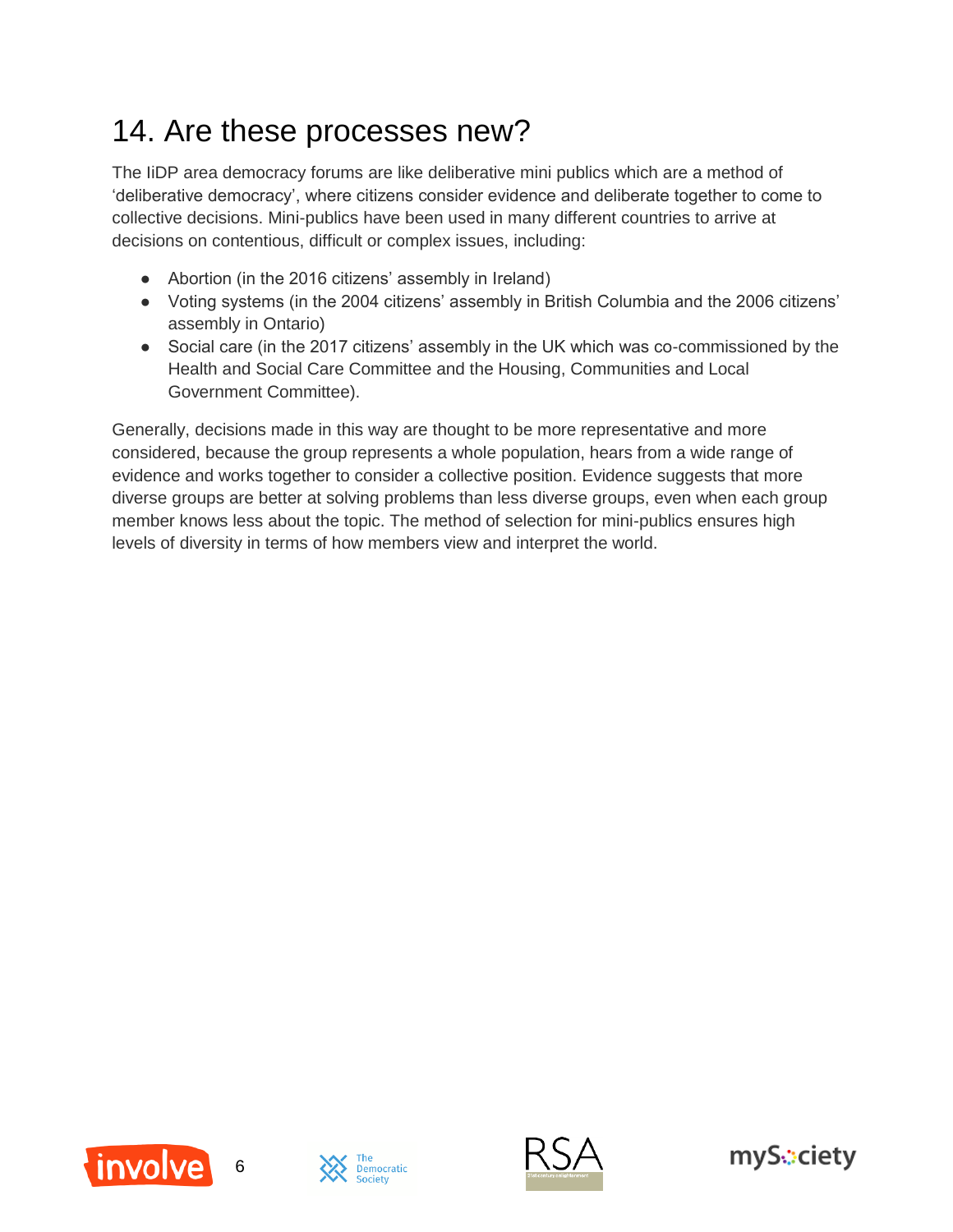# 14. Are these processes new?

The IiDP area democracy forums are like deliberative mini publics which are a method of 'deliberative democracy', where citizens consider evidence and deliberate together to come to collective decisions. Mini-publics have been used in many different countries to arrive at decisions on contentious, difficult or complex issues, including:

- Abortion (in the 2016 citizens' assembly in Ireland)
- Voting systems (in the 2004 citizens' assembly in British Columbia and the 2006 citizens' assembly in Ontario)
- Social care (in the 2017 citizens' assembly in the UK which was co-commissioned by the Health and Social Care Committee and the Housing, Communities and Local Government Committee).

Generally, decisions made in this way are thought to be more representative and more considered, because the group represents a whole population, hears from a wide range of evidence and works together to consider a collective position. Evidence suggests that more diverse groups are better at solving problems than less diverse groups, even when each group member knows less about the topic. The method of selection for mini-publics ensures high levels of diversity in terms of how members view and interpret the world.